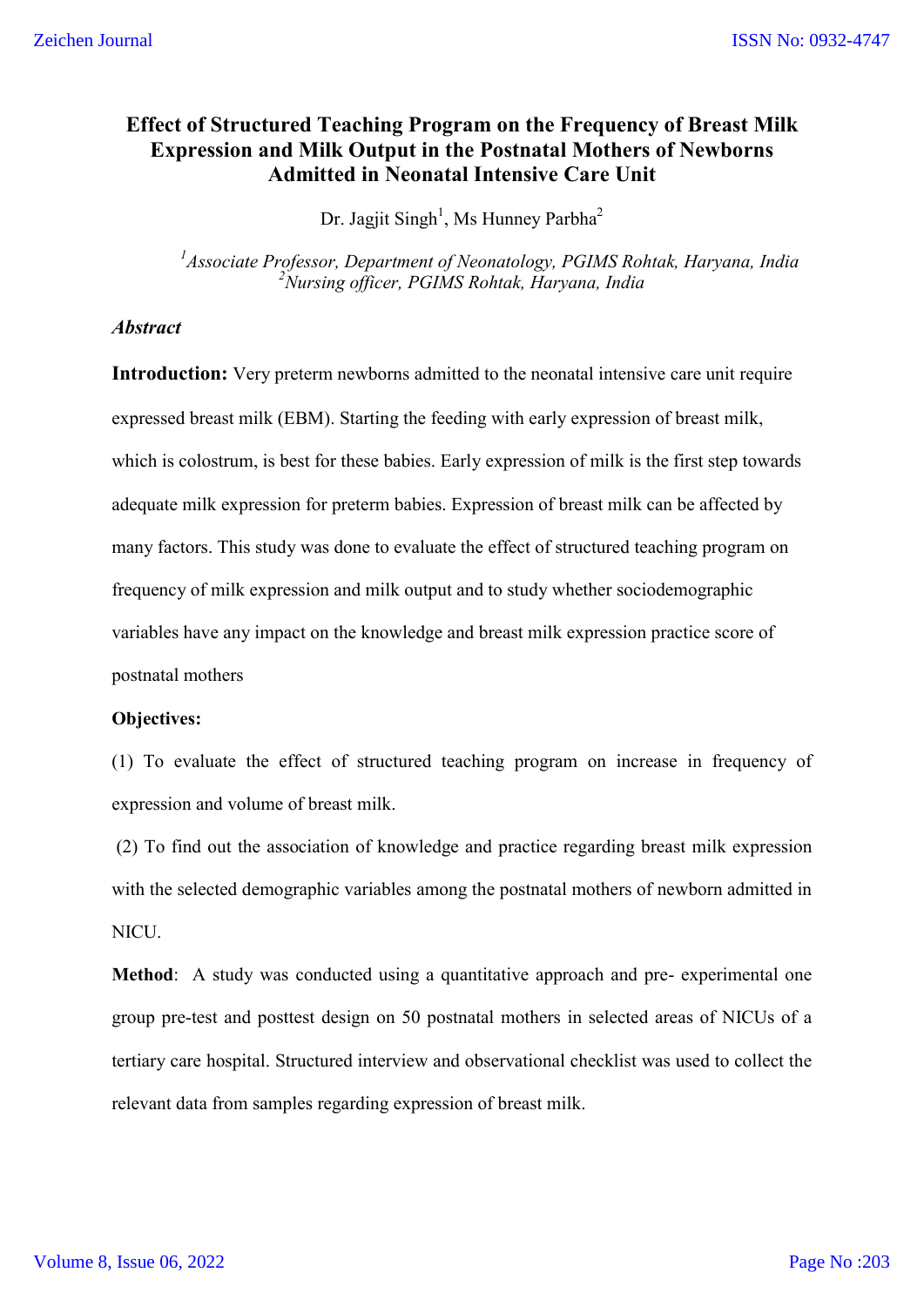# Effect of Structured Teaching Program on the Frequency of Breast Milk Expression and Milk Output in the Postnatal Mothers of Newborns Admitted in Neonatal Intensive Care Unit

Dr. Jagjit Singh[1], Ms Hunney Parbha[2]

*[1]Associate Professor, Department of Neonatology, PGIMS Rohtak, Haryana, India*
*[2]Nursing officer, PGIMS Rohtak, Haryana, India*

***Abstract***

**Introduction:** Very preterm newborns admitted to the neonatal intensive care unit require expressed breast milk (EBM). Starting the feeding with early expression of breast milk, which is colostrum, is best for these babies. Early expression of milk is the first step towards adequate milk expression for preterm babies. Expression of breast milk can be affected by many factors. This study was done to evaluate the effect of structured teaching program on frequency of milk expression and milk output and to study whether sociodemographic variables have any impact on the knowledge and breast milk expression practice score of postnatal mothers

**Objectives:**

(1) To evaluate the effect of structured teaching program on increase in frequency of expression and volume of breast milk.

(2) To find out the association of knowledge and practice regarding breast milk expression with the selected demographic variables among the postnatal mothers of newborn admitted in NICU.

**Method**: A study was conducted using a quantitative approach and pre- experimental one group pre-test and posttest design on 50 postnatal mothers in selected areas of NICUs of a tertiary care hospital. Structured interview and observational checklist was used to collect the relevant data from samples regarding expression of breast milk.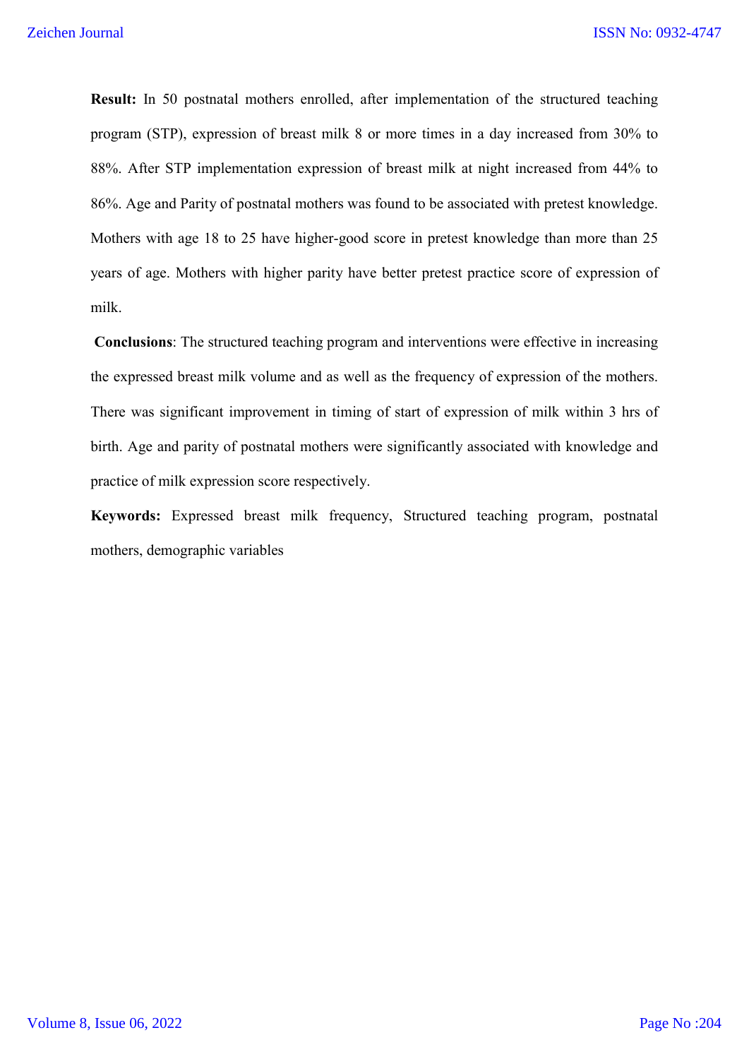**Result:** In 50 postnatal mothers enrolled, after implementation of the structured teaching program (STP), expression of breast milk 8 or more times in a day increased from 30% to 88%. After STP implementation expression of breast milk at night increased from 44% to 86%. Age and Parity of postnatal mothers was found to be associated with pretest knowledge. Mothers with age 18 to 25 have higher-good score in pretest knowledge than more than 25 years of age. Mothers with higher parity have better pretest practice score of expression of milk.

**Conclusions**: The structured teaching program and interventions were effective in increasing the expressed breast milk volume and as well as the frequency of expression of the mothers. There was significant improvement in timing of start of expression of milk within 3 hrs of birth. Age and parity of postnatal mothers were significantly associated with knowledge and practice of milk expression score respectively.

**Keywords:** Expressed breast milk frequency, Structured teaching program, postnatal mothers, demographic variables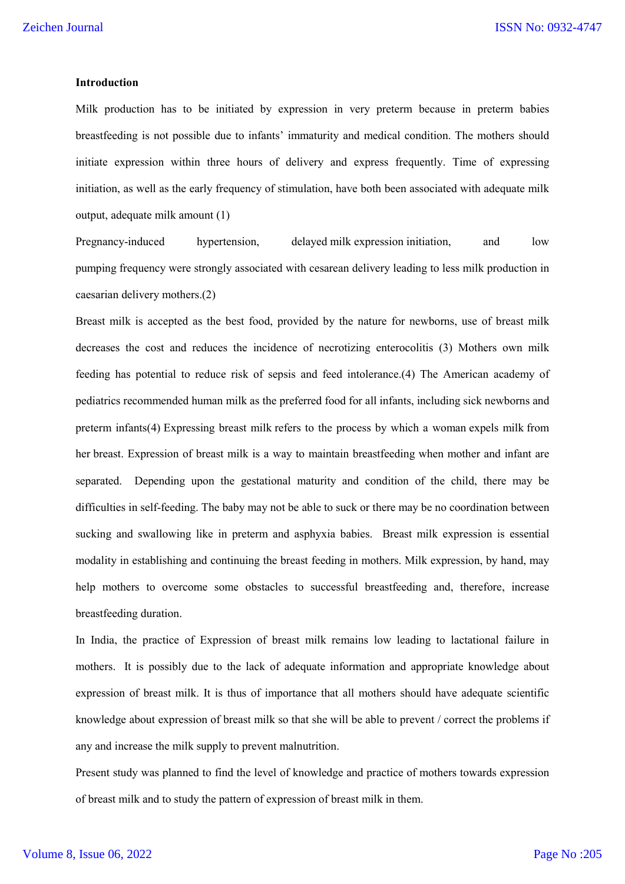**Introduction**

Milk production has to be initiated by expression in very preterm because in preterm babies breastfeeding is not possible due to infants' immaturity and medical condition. The mothers should initiate expression within three hours of delivery and express frequently. Time of expressing initiation, as well as the early frequency of stimulation, have both been associated with adequate milk output, adequate milk amount (1)

Pregnancy-induced hypertension, delayed milk expression initiation, and low pumping frequency were strongly associated with cesarean delivery leading to less milk production in caesarian delivery mothers.(2)

Breast milk is accepted as the best food, provided by the nature for newborns, use of breast milk decreases the cost and reduces the incidence of necrotizing enterocolitis (3) Mothers own milk feeding has potential to reduce risk of sepsis and feed intolerance.(4) The American academy of pediatrics recommended human milk as the preferred food for all infants, including sick newborns and preterm infants(4) Expressing breast milk refers to the process by which a woman expels milk from her breast. Expression of breast milk is a way to maintain breastfeeding when mother and infant are separated. Depending upon the gestational maturity and condition of the child, there may be difficulties in self-feeding. The baby may not be able to suck or there may be no coordination between sucking and swallowing like in preterm and asphyxia babies. Breast milk expression is essential modality in establishing and continuing the breast feeding in mothers. Milk expression, by hand, may help mothers to overcome some obstacles to successful breastfeeding and, therefore, increase breastfeeding duration.

In India, the practice of Expression of breast milk remains low leading to lactational failure in mothers. It is possibly due to the lack of adequate information and appropriate knowledge about expression of breast milk. It is thus of importance that all mothers should have adequate scientific knowledge about expression of breast milk so that she will be able to prevent / correct the problems if any and increase the milk supply to prevent malnutrition.

Present study was planned to find the level of knowledge and practice of mothers towards expression of breast milk and to study the pattern of expression of breast milk in them.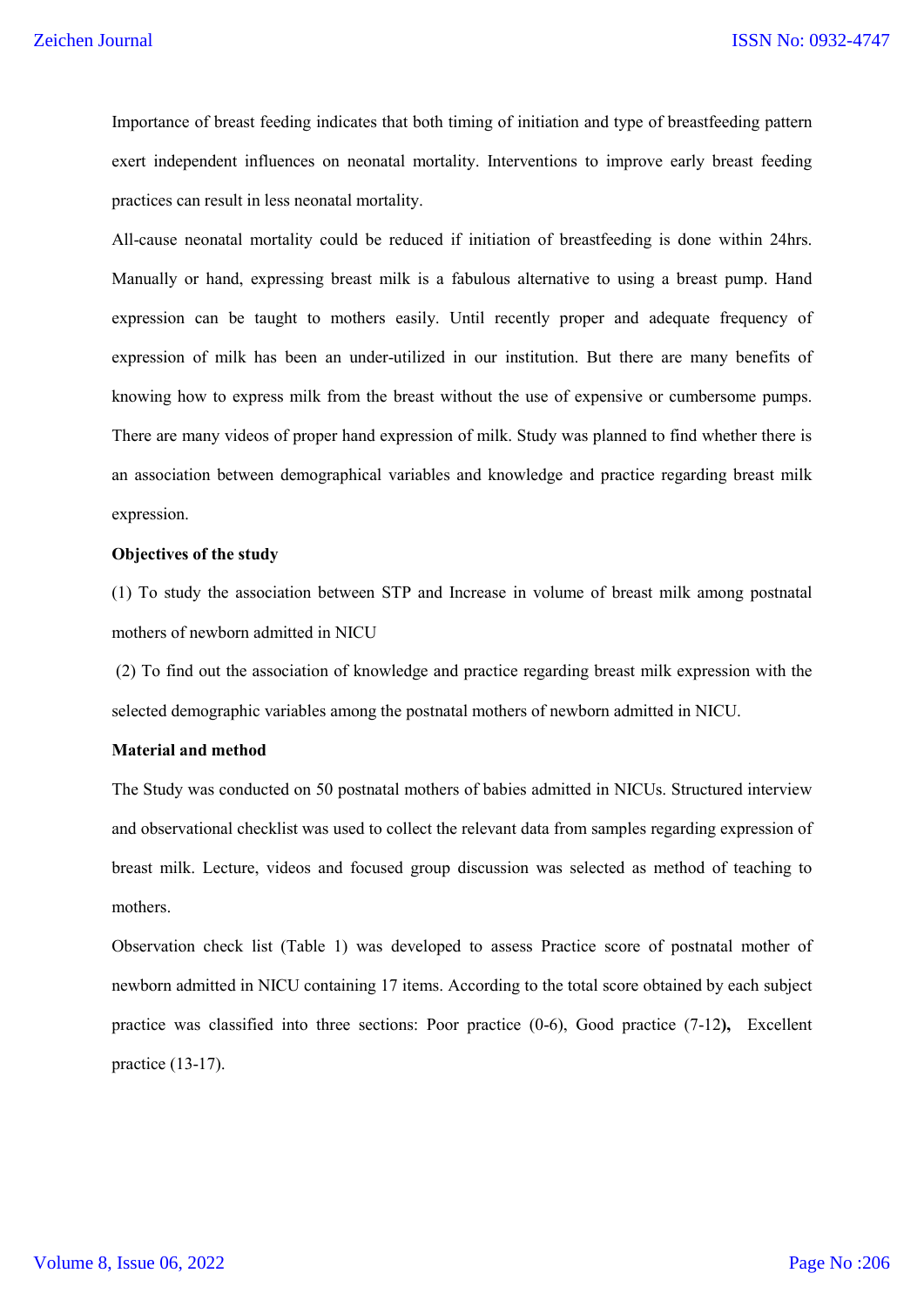Importance of breast feeding indicates that both timing of initiation and type of breastfeeding pattern exert independent influences on neonatal mortality. Interventions to improve early breast feeding practices can result in less neonatal mortality.

All-cause neonatal mortality could be reduced if initiation of breastfeeding is done within 24hrs. Manually or hand, expressing breast milk is a fabulous alternative to using a breast pump. Hand expression can be taught to mothers easily. Until recently proper and adequate frequency of expression of milk has been an under-utilized in our institution. But there are many benefits of knowing how to express milk from the breast without the use of expensive or cumbersome pumps. There are many videos of proper hand expression of milk. Study was planned to find whether there is an association between demographical variables and knowledge and practice regarding breast milk expression.

**Objectives of the study**

(1) To study the association between STP and Increase in volume of breast milk among postnatal mothers of newborn admitted in NICU

(2) To find out the association of knowledge and practice regarding breast milk expression with the selected demographic variables among the postnatal mothers of newborn admitted in NICU.

**Material and method**

The Study was conducted on 50 postnatal mothers of babies admitted in NICUs. Structured interview and observational checklist was used to collect the relevant data from samples regarding expression of breast milk. Lecture, videos and focused group discussion was selected as method of teaching to mothers.

Observation check list (Table 1) was developed to assess Practice score of postnatal mother of newborn admitted in NICU containing 17 items. According to the total score obtained by each subject practice was classified into three sections: Poor practice (0-6), Good practice (7-12**),** Excellent practice (13-17).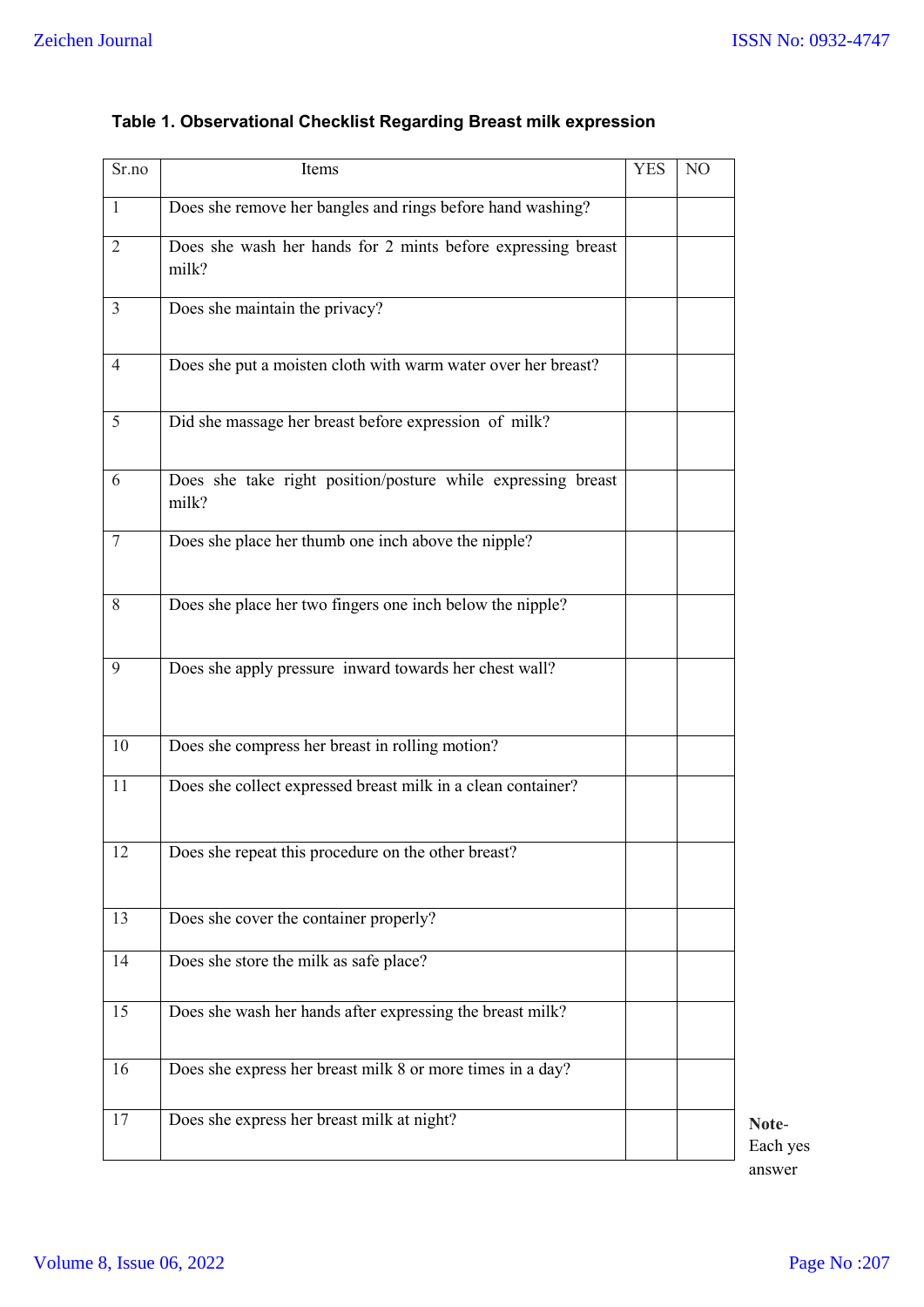**Table 1. Observational Checklist Regarding Breast milk expression**

| Sr.no | Items | YES | NO |
|---|---|---|---|
| 1 | Does she remove her bangles and rings before hand washing? | | |
| 2 | Does she wash her hands for 2 mints before expressing breast milk? | | |
| 3 | Does she maintain the privacy? | | |
| 4 | Does she put a moisten cloth with warm water over her breast? | | |
| 5 | Did she massage her breast before expression of milk? | | |
| 6 | Does she take right position/posture while expressing breast milk? | | |
| 7 | Does she place her thumb one inch above the nipple? | | |
| 8 | Does she place her two fingers one inch below the nipple? | | |
| 9 | Does she apply pressure inward towards her chest wall? | | |
| 10 | Does she compress her breast in rolling motion? | | |
| 11 | Does she collect expressed breast milk in a clean container? | | |
| 12 | Does she repeat this procedure on the other breast? | | |
| 13 | Does she cover the container properly? | | |
| 14 | Does she store the milk as safe place? | | |
| 15 | Does she wash her hands after expressing the breast milk? | | |
| 16 | Does she express her breast milk 8 or more times in a day? | | |
| 17 | Does she express her breast milk at night? | | |

**Note-** Each yes answer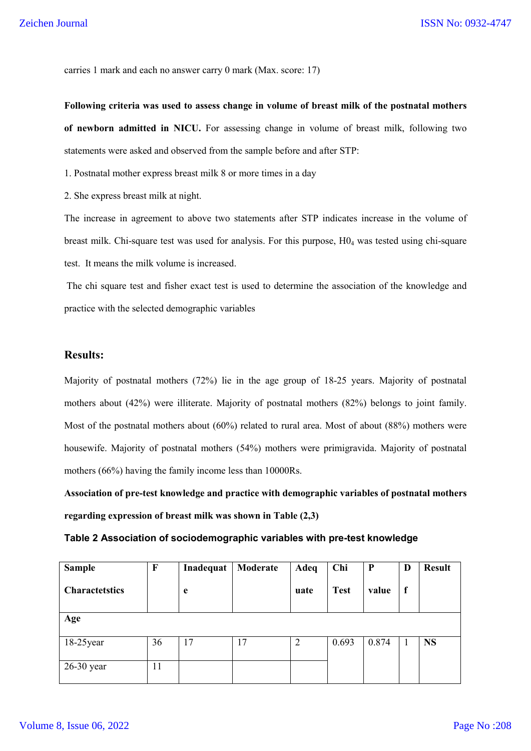carries 1 mark and each no answer carry 0 mark (Max. score: 17)

**Following criteria was used to assess change in volume of breast milk of the postnatal mothers of newborn admitted in NICU.** For assessing change in volume of breast milk, following two statements were asked and observed from the sample before and after STP:

1. Postnatal mother express breast milk 8 or more times in a day
2. She express breast milk at night.

The increase in agreement to above two statements after STP indicates increase in the volume of breast milk. Chi-square test was used for analysis. For this purpose, $H0_4$ was tested using chi-square test. It means the milk volume is increased.

The chi square test and fisher exact test is used to determine the association of the knowledge and practice with the selected demographic variables

## Results:

Majority of postnatal mothers (72%) lie in the age group of 18-25 years. Majority of postnatal mothers about (42%) were illiterate. Majority of postnatal mothers (82%) belongs to joint family. Most of the postnatal mothers about (60%) related to rural area. Most of about (88%) mothers were housewife. Majority of postnatal mothers (54%) mothers were primigravida. Majority of postnatal mothers (66%) having the family income less than 10000Rs.

**Association of pre-test knowledge and practice with demographic variables of postnatal mothers regarding expression of breast milk was shown in Table (2,3)**

**Table 2 Association of sociodemographic variables with pre-test knowledge**

| Sample Charactetstics | F | Inadequate | Moderate | Adequate | Chi Test | P value | Df | Result |
|---|---|---|---|---|---|---|---|---|
| **Age** | | | | | | | | |
| 18-25year | 36 | 17 | 17 | 2 | 0.693 | 0.874 | 1 | **NS** |
| 26-30 year | 11 | | | | | | | |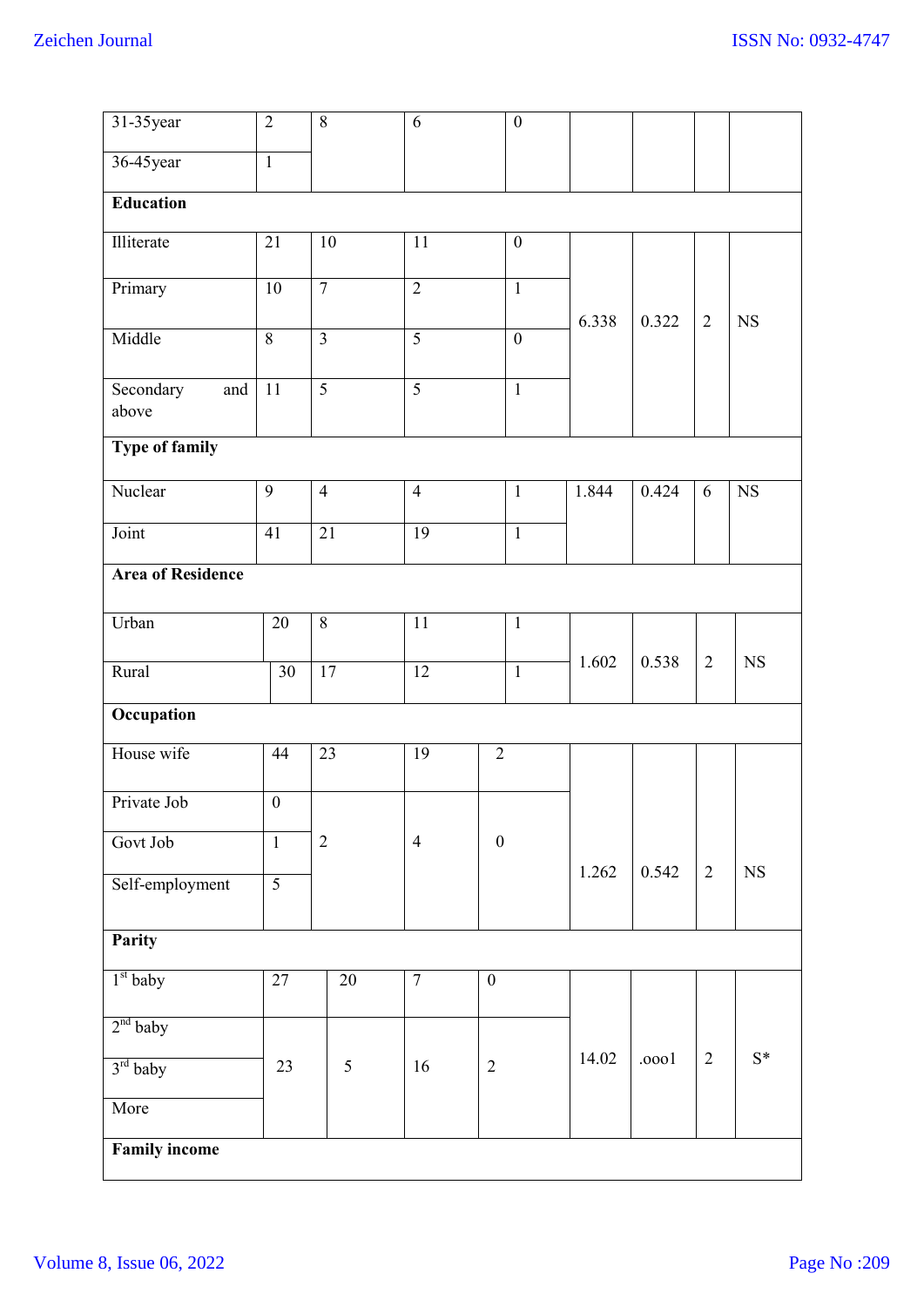| | | | | | | | | |
|---|---|---|---|---|---|---|---|---|
| 31-35year | 2 | 8 | 6 | 0 | | | | |
| 36-45year | 1 | | | | | | | |
| **Education** | | | | | | | | |
| Illiterate | 21 | 10 | 11 | 0 | 6.338 | 0.322 | 2 | NS |
| Primary | 10 | 7 | 2 | 1 | | | | |
| Middle | 8 | 3 | 5 | 0 | | | | |
| Secondary and above | 11 | 5 | 5 | 1 | | | | |
| **Type of family** | | | | | | | | |
| Nuclear | 9 | 4 | 4 | 1 | 1.844 | 0.424 | 6 | NS |
| Joint | 41 | 21 | 19 | 1 | | | | |
| **Area of Residence** | | | | | | | | |
| Urban | 20 | 8 | 11 | 1 | 1.602 | 0.538 | 2 | NS |
| Rural | 30 | 17 | 12 | 1 | | | | |
| **Occupation** | | | | | | | | |
| House wife | 44 | 23 | 19 | 2 | 1.262 | 0.542 | 2 | NS |
| Private Job | 0 | 2 | 4 | 0 | | | | |
| Govt Job | 1 | | | | | | | |
| Self-employment | 5 | | | | | | | |
| **Parity** | | | | | | | | |
| 1st baby | 27 | 20 | 7 | 0 | 14.02 | .ooo1 | 2 | S* |
| 2nd baby | 23 | 5 | 16 | 2 | | | | |
| 3rd baby | | | | | | | | |
| More | | | | | | | | |
| **Family income** | | | | | | | | |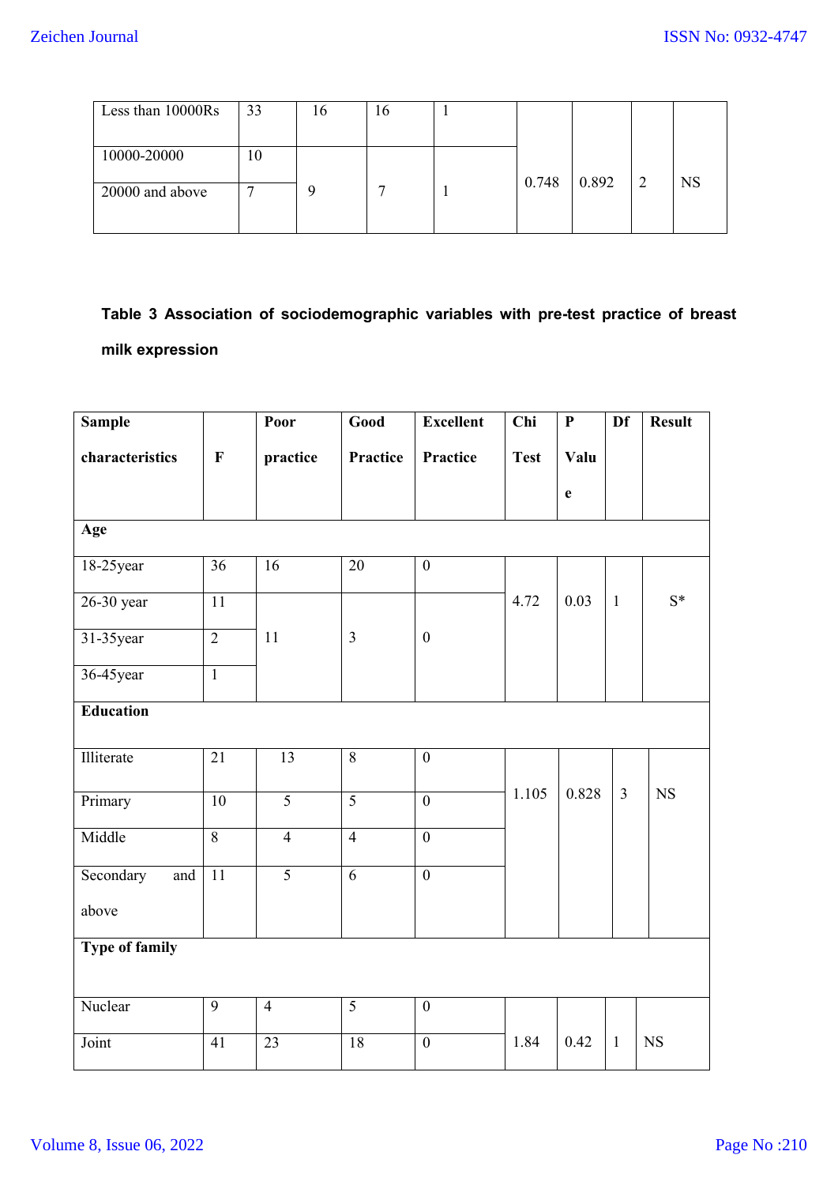| | | | | | | | | |
|---|---|---|---|---|---|---|---|---|
| Less than 10000Rs | 33 | 16 | 16 | 1 | 0.748 | 0.892 | 2 | NS |
| 10000-20000 | 10 | 9 | 7 | 1 | | | | |
| 20000 and above | 7 | | | | | | | |

**Table 3 Association of sociodemographic variables with pre-test practice of breast milk expression**

| Sample characteristics | F | Poor practice | Good Practice | Excellent Practice | Chi Test | P Value | Df | Result |
|---|---|---|---|---|---|---|---|---|
| **Age** | | | | | | | | |
| 18-25year | 36 | 16 | 20 | 0 | 4.72 | 0.03 | 1 | S* |
| 26-30 year | 11 | 11 | 3 | 0 | | | | |
| 31-35year | 2 | | | | | | | |
| 36-45year | 1 | | | | | | | |
| **Education** | | | | | | | | |
| Illiterate | 21 | 13 | 8 | 0 | 1.105 | 0.828 | 3 | NS |
| Primary | 10 | 5 | 5 | 0 | | | | |
| Middle | 8 | 4 | 4 | 0 | | | | |
| Secondary and above | 11 | 5 | 6 | 0 | | | | |
| **Type of family** | | | | | | | | |
| Nuclear | 9 | 4 | 5 | 0 | 1.84 | 0.42 | 1 | NS |
| Joint | 41 | 23 | 18 | 0 | | | | |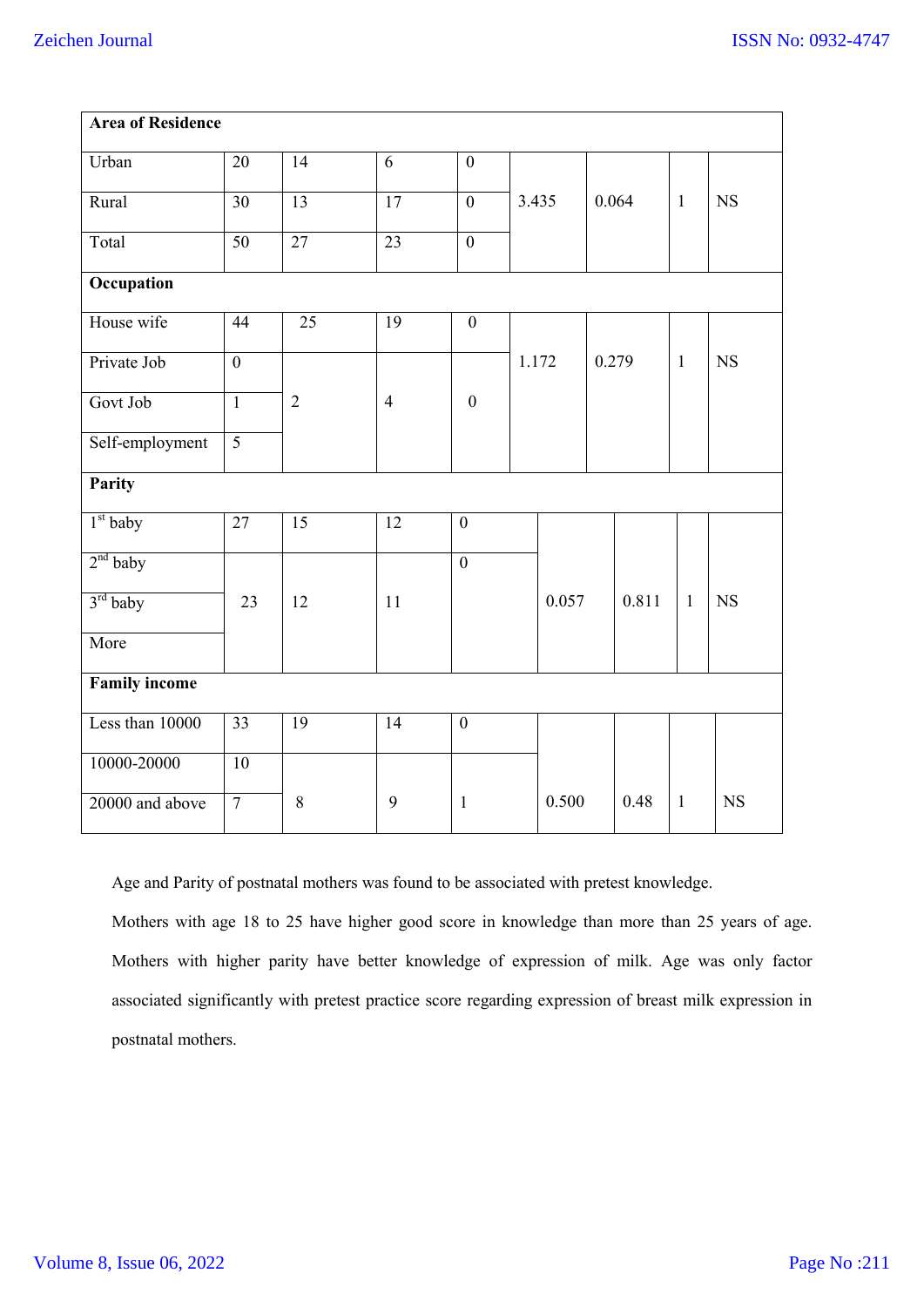| Area of Residence | | | | | | | | |
|---|---|---|---|---|---|---|---|---|
| Urban | 20 | 14 | 6 | 0 | 3.435 | 0.064 | 1 | NS |
| Rural | 30 | 13 | 17 | 0 | | | | |
| Total | 50 | 27 | 23 | 0 | | | | |
| **Occupation** | | | | | | | | |
| House wife | 44 | 25 | 19 | 0 | 1.172 | 0.279 | 1 | NS |
| Private Job | 0 | 2 | 4 | 0 | | | | |
| Govt Job | 1 | | | | | | | |
| Self-employment | 5 | | | | | | | |
| **Parity** | | | | | | | | |
| 1st baby | 27 | 15 | 12 | 0 | 0.057 | 0.811 | 1 | NS |
| 2nd baby | 23 | 12 | 11 | 0 | | | | |
| 3rd baby | | | | | | | | |
| More | | | | | | | | |
| **Family income** | | | | | | | | |
| Less than 10000 | 33 | 19 | 14 | 0 | 0.500 | 0.48 | 1 | NS |
| 10000-20000 | 10 | 8 | 9 | 1 | | | | |
| 20000 and above | 7 | | | | | | | |

Age and Parity of postnatal mothers was found to be associated with pretest knowledge.

Mothers with age 18 to 25 have higher good score in knowledge than more than 25 years of age. Mothers with higher parity have better knowledge of expression of milk. Age was only factor associated significantly with pretest practice score regarding expression of breast milk expression in postnatal mothers.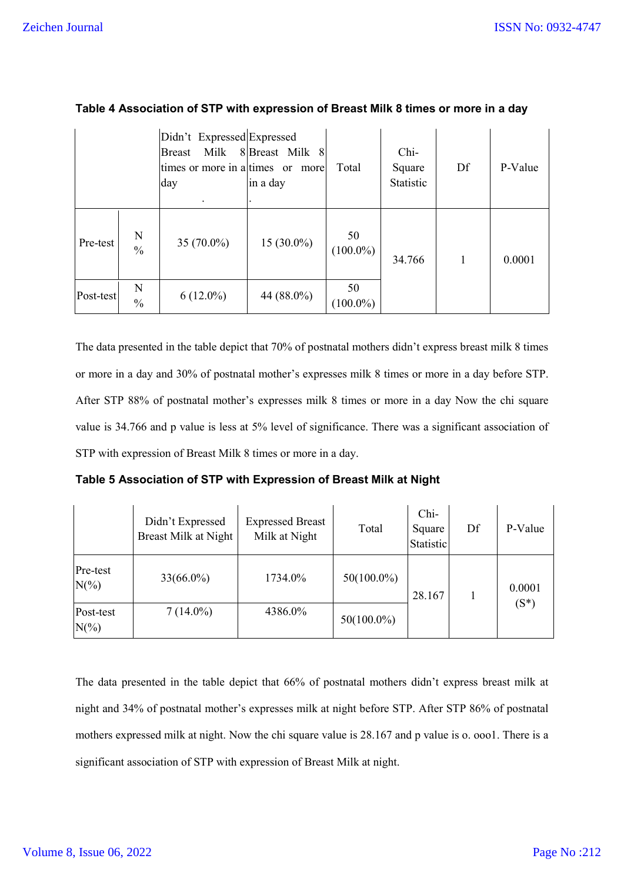**Table 4 Association of STP with expression of Breast Milk 8 times or more in a day**

| | | Didn't Expressed Breast Milk 8 times or more in a day | Expressed Breast Milk 8 times or more in a day | Total | Chi-Square Statistic | Df | P-Value |
|---|---|---|---|---|---|---|---|
| Pre-test | N % | 35 (70.0%) | 15 (30.0%) | 50 (100.0%) | 34.766 | 1 | 0.0001 |
| Post-test | N % | 6 (12.0%) | 44 (88.0%) | 50 (100.0%) | | | |

The data presented in the table depict that 70% of postnatal mothers didn't express breast milk 8 times or more in a day and 30% of postnatal mother's expresses milk 8 times or more in a day before STP. After STP 88% of postnatal mother's expresses milk 8 times or more in a day Now the chi square value is 34.766 and p value is less at 5% level of significance. There was a significant association of STP with expression of Breast Milk 8 times or more in a day.

**Table 5 Association of STP with Expression of Breast Milk at Night**

| | Didn't Expressed Breast Milk at Night | Expressed Breast Milk at Night | Total | Chi-Square Statistic | Df | P-Value |
|---|---|---|---|---|---|---|
| Pre-test N(%) | 33(66.0%) | 1734.0% | 50(100.0%) | 28.167 | 1 | 0.0001 (S*) |
| Post-test N(%) | 7 (14.0%) | 4386.0% | 50(100.0%) | | | |

The data presented in the table depict that 66% of postnatal mothers didn't express breast milk at night and 34% of postnatal mother's expresses milk at night before STP. After STP 86% of postnatal mothers expressed milk at night. Now the chi square value is 28.167 and p value is o. ooo1. There is a significant association of STP with expression of Breast Milk at night.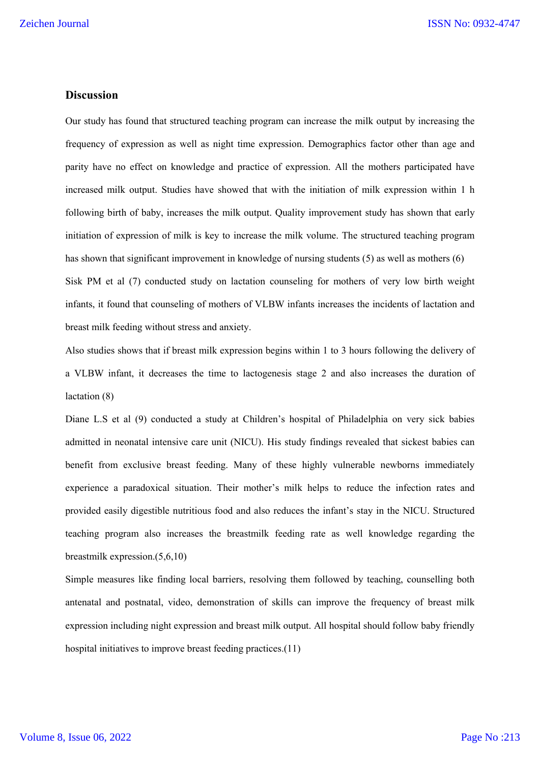## Discussion

Our study has found that structured teaching program can increase the milk output by increasing the frequency of expression as well as night time expression. Demographics factor other than age and parity have no effect on knowledge and practice of expression. All the mothers participated have increased milk output. Studies have showed that with the initiation of milk expression within 1 h following birth of baby, increases the milk output. Quality improvement study has shown that early initiation of expression of milk is key to increase the milk volume. The structured teaching program has shown that significant improvement in knowledge of nursing students (5) as well as mothers (6)

Sisk PM et al (7) conducted study on lactation counseling for mothers of very low birth weight infants, it found that counseling of mothers of VLBW infants increases the incidents of lactation and breast milk feeding without stress and anxiety.

Also studies shows that if breast milk expression begins within 1 to 3 hours following the delivery of a VLBW infant, it decreases the time to lactogenesis stage 2 and also increases the duration of lactation (8)

Diane L.S et al (9) conducted a study at Children's hospital of Philadelphia on very sick babies admitted in neonatal intensive care unit (NICU). His study findings revealed that sickest babies can benefit from exclusive breast feeding. Many of these highly vulnerable newborns immediately experience a paradoxical situation. Their mother's milk helps to reduce the infection rates and provided easily digestible nutritious food and also reduces the infant's stay in the NICU. Structured teaching program also increases the breastmilk feeding rate as well knowledge regarding the breastmilk expression.(5,6,10)

Simple measures like finding local barriers, resolving them followed by teaching, counselling both antenatal and postnatal, video, demonstration of skills can improve the frequency of breast milk expression including night expression and breast milk output. All hospital should follow baby friendly hospital initiatives to improve breast feeding practices.(11)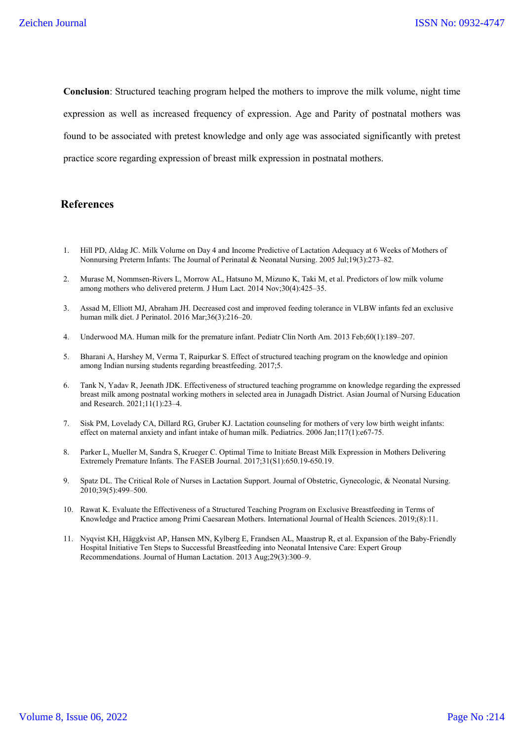**Conclusion**: Structured teaching program helped the mothers to improve the milk volume, night time expression as well as increased frequency of expression. Age and Parity of postnatal mothers was found to be associated with pretest knowledge and only age was associated significantly with pretest practice score regarding expression of breast milk expression in postnatal mothers.

## References

1. Hill PD, Aldag JC. Milk Volume on Day 4 and Income Predictive of Lactation Adequacy at 6 Weeks of Mothers of Nonnursing Preterm Infants: The Journal of Perinatal & Neonatal Nursing. 2005 Jul;19(3):273–82.

2. Murase M, Nommsen-Rivers L, Morrow AL, Hatsuno M, Mizuno K, Taki M, et al. Predictors of low milk volume among mothers who delivered preterm. J Hum Lact. 2014 Nov;30(4):425–35.

3. Assad M, Elliott MJ, Abraham JH. Decreased cost and improved feeding tolerance in VLBW infants fed an exclusive human milk diet. J Perinatol. 2016 Mar;36(3):216–20.

4. Underwood MA. Human milk for the premature infant. Pediatr Clin North Am. 2013 Feb;60(1):189–207.

5. Bharani A, Harshey M, Verma T, Raipurkar S. Effect of structured teaching program on the knowledge and opinion among Indian nursing students regarding breastfeeding. 2017;5.

6. Tank N, Yadav R, Jeenath JDK. Effectiveness of structured teaching programme on knowledge regarding the expressed breast milk among postnatal working mothers in selected area in Junagadh District. Asian Journal of Nursing Education and Research. 2021;11(1):23–4.

7. Sisk PM, Lovelady CA, Dillard RG, Gruber KJ. Lactation counseling for mothers of very low birth weight infants: effect on maternal anxiety and infant intake of human milk. Pediatrics. 2006 Jan;117(1):e67-75.

8. Parker L, Mueller M, Sandra S, Krueger C. Optimal Time to Initiate Breast Milk Expression in Mothers Delivering Extremely Premature Infants. The FASEB Journal. 2017;31(S1):650.19-650.19.

9. Spatz DL. The Critical Role of Nurses in Lactation Support. Journal of Obstetric, Gynecologic, & Neonatal Nursing. 2010;39(5):499–500.

10. Rawat K. Evaluate the Effectiveness of a Structured Teaching Program on Exclusive Breastfeeding in Terms of Knowledge and Practice among Primi Caesarean Mothers. International Journal of Health Sciences. 2019;(8):11.

11. Nyqvist KH, Häggkvist AP, Hansen MN, Kylberg E, Frandsen AL, Maastrup R, et al. Expansion of the Baby-Friendly Hospital Initiative Ten Steps to Successful Breastfeeding into Neonatal Intensive Care: Expert Group Recommendations. Journal of Human Lactation. 2013 Aug;29(3):300–9.